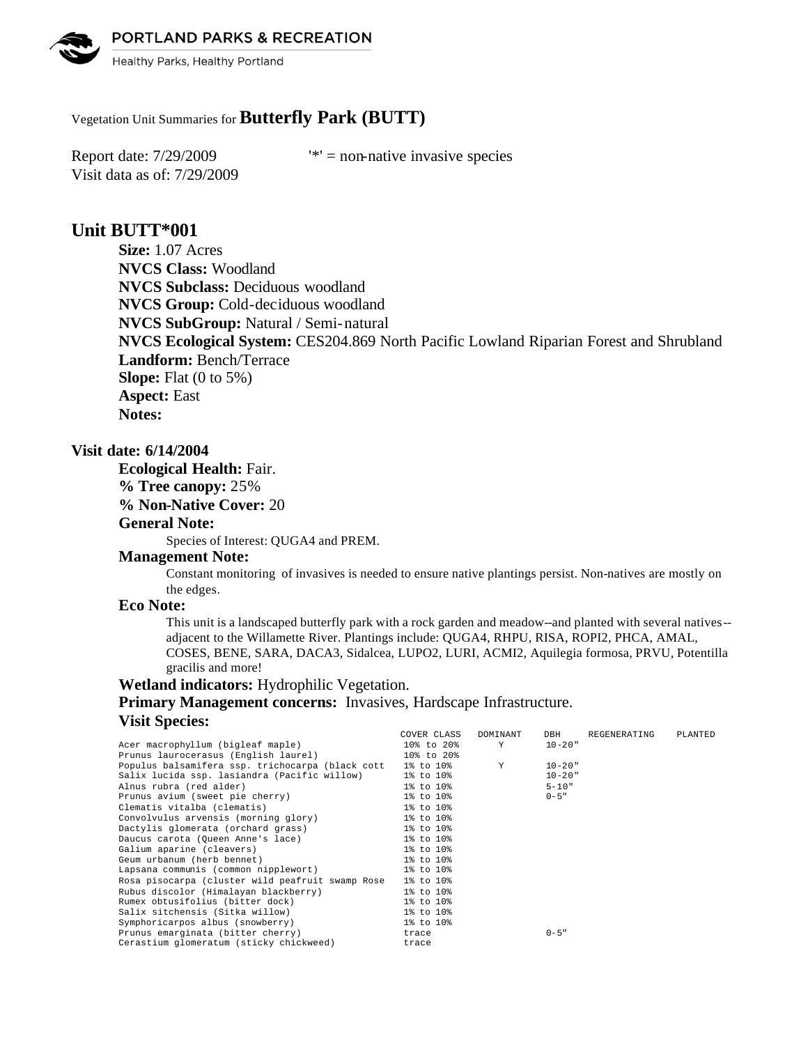PORTLAND PARKS & RECREATION

Healthy Parks, Healthy Portland

Vegetation Unit Summaries for **Butterfly Park (BUTT)**

Report date: 7/29/2009 '*' = non-native invasive species

Visit data as of: 7/29/2009

## Unit BUTT*001

**Size:** 1.07 Acres

**NVCS Class:** Woodland

**NVCS Subclass:** Deciduous woodland

**NVCS Group:** Cold-deciduous woodland

**NVCS SubGroup:** Natural / Semi-natural

**NVCS Ecological System:** CES204.869 North Pacific Lowland Riparian Forest and Shrubland

**Landform:** Bench/Terrace

**Slope:** Flat (0 to 5%)

**Aspect:** East

**Notes:**

### Visit date: 6/14/2004

**Ecological Health:** Fair.

**% Tree canopy:** 25%

**% Non-Native Cover:** 20

**General Note:**

Species of Interest: QUGA4 and PREM.

**Management Note:**

Constant monitoring of invasives is needed to ensure native plantings persist. Non-natives are mostly on the edges.

**Eco Note:**

This unit is a landscaped butterfly park with a rock garden and meadow--and planted with several natives--adjacent to the Willamette River. Plantings include: QUGA4, RHPU, RISA, ROPI2, PHCA, AMAL, COSES, BENE, SARA, DACA3, Sidalcea, LUPO2, LURI, ACMI2, Aquilegia formosa, PRVU, Potentilla gracilis and more!

**Wetland indicators:** Hydrophilic Vegetation.

**Primary Management concerns:** Invasives, Hardscape Infrastructure.

**Visit Species:**

| | COVER CLASS | DOMINANT | DBH | REGENERATING | PLANTED |
|---|---|---|---|---|---|
| Acer macrophyllum (bigleaf maple) | 10% to 20% | Y | 10-20" | | |
| Prunus laurocerasus (English laurel) | 10% to 20% | | | | |
| Populus balsamifera ssp. trichocarpa (black cott | 1% to 10% | Y | 10-20" | | |
| Salix lucida ssp. lasiandra (Pacific willow) | 1% to 10% | | 10-20" | | |
| Alnus rubra (red alder) | 1% to 10% | | 5-10" | | |
| Prunus avium (sweet pie cherry) | 1% to 10% | | 0-5" | | |
| Clematis vitalba (clematis) | 1% to 10% | | | | |
| Convolvulus arvensis (morning glory) | 1% to 10% | | | | |
| Dactylis glomerata (orchard grass) | 1% to 10% | | | | |
| Daucus carota (Queen Anne's lace) | 1% to 10% | | | | |
| Galium aparine (cleavers) | 1% to 10% | | | | |
| Geum urbanum (herb bennet) | 1% to 10% | | | | |
| Lapsana communis (common nipplewort) | 1% to 10% | | | | |
| Rosa pisocarpa (cluster wild peafruit swamp Rose | 1% to 10% | | | | |
| Rubus discolor (Himalayan blackberry) | 1% to 10% | | | | |
| Rumex obtusifolius (bitter dock) | 1% to 10% | | | | |
| Salix sitchensis (Sitka willow) | 1% to 10% | | | | |
| Symphoricarpos albus (snowberry) | 1% to 10% | | | | |
| Prunus emarginata (bitter cherry) | trace | | 0-5" | | |
| Cerastium glomeratum (sticky chickweed) | trace | | | | |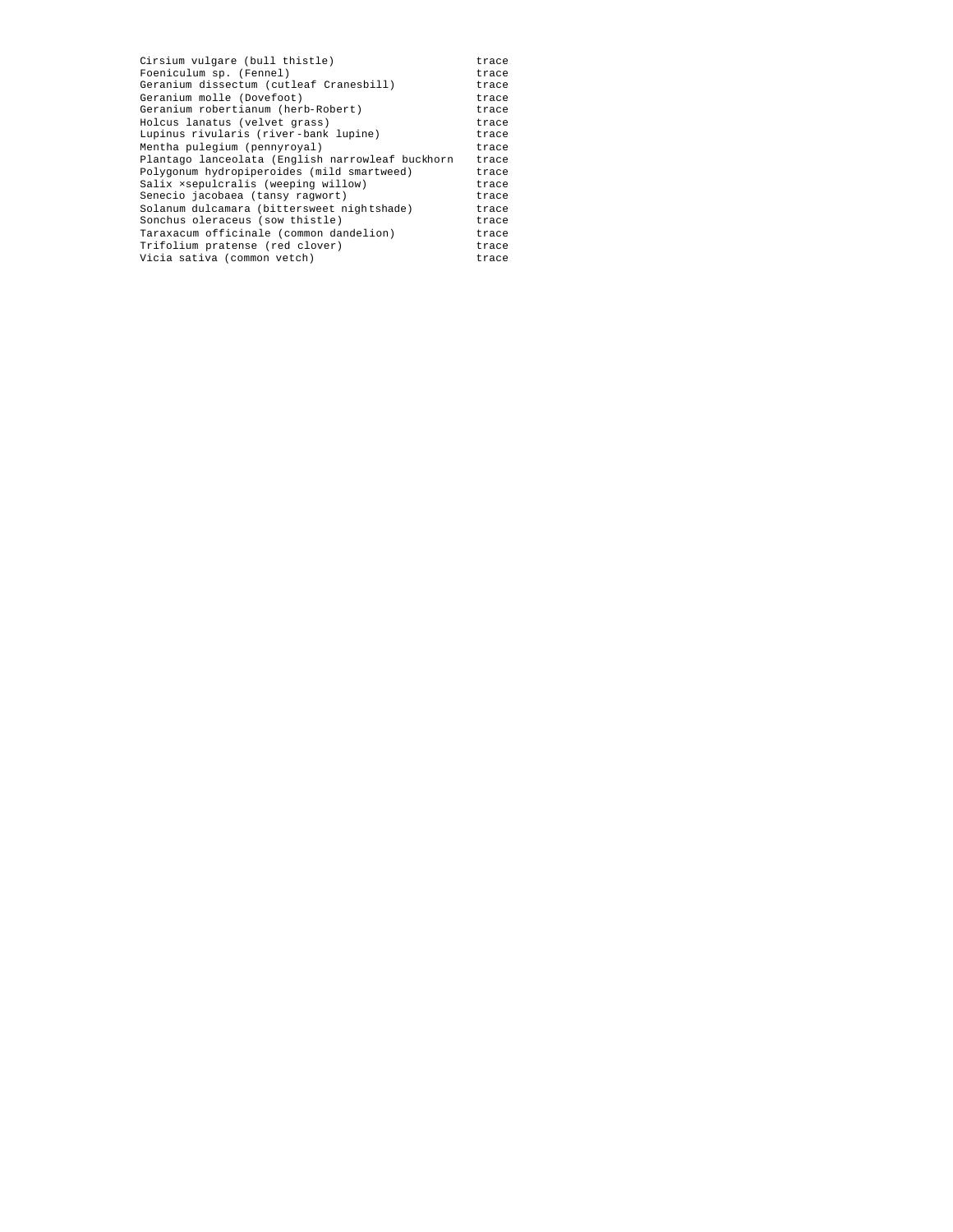| | |
|---|---|
| Cirsium vulgare (bull thistle) | trace |
| Foeniculum sp. (Fennel) | trace |
| Geranium dissectum (cutleaf Cranesbill) | trace |
| Geranium molle (Dovefoot) | trace |
| Geranium robertianum (herb-Robert) | trace |
| Holcus lanatus (velvet grass) | trace |
| Lupinus rivularis (river-bank lupine) | trace |
| Mentha pulegium (pennyroyal) | trace |
| Plantago lanceolata (English narrowleaf buckhorn | trace |
| Polygonum hydropiperoides (mild smartweed) | trace |
| Salix ×sepulcralis (weeping willow) | trace |
| Senecio jacobaea (tansy ragwort) | trace |
| Solanum dulcamara (bittersweet nightshade) | trace |
| Sonchus oleraceus (sow thistle) | trace |
| Taraxacum officinale (common dandelion) | trace |
| Trifolium pratense (red clover) | trace |
| Vicia sativa (common vetch) | trace |